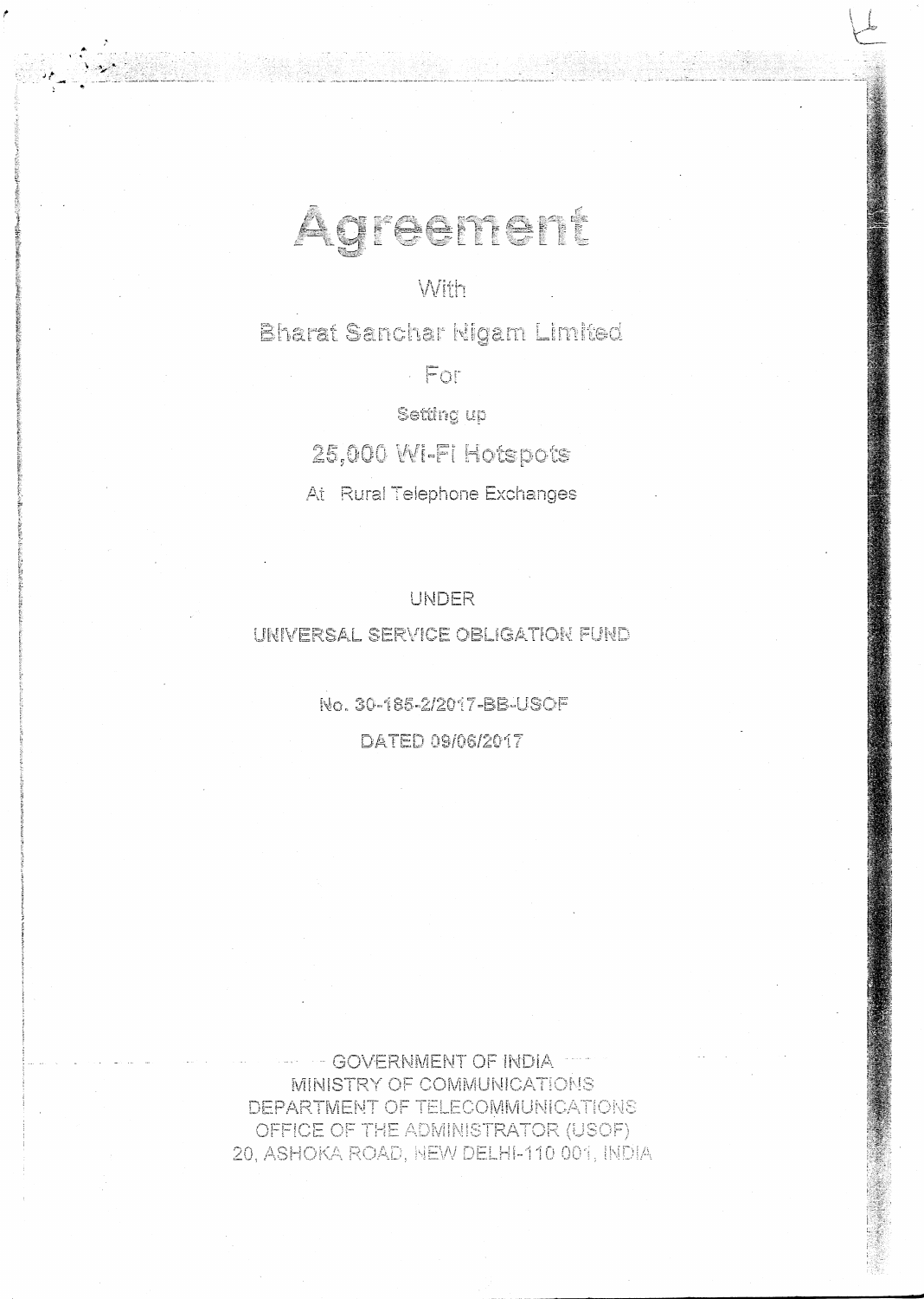# Agreement

With

Bharat Sanchar Nigam Limited

For

Setting up

## 25,000 Wi-Fi Hotspots

At Rural Telephone Exchanges

UNDER

UNIVERSAL SERVICE OBLIGATION FUND

No. 30-185-2/2017-BB-USOF

DATED 09/06/2017

GOVERNMENT OF INDIA
MINISTRY OF COMMUNICATIONS
DEPARTMENT OF TELECOMMUNICATIONS
OFFICE OF THE ADMINISTRATOR (USOF)
20, ASHOKA ROAD, NEW DELHI-110 001, INDIA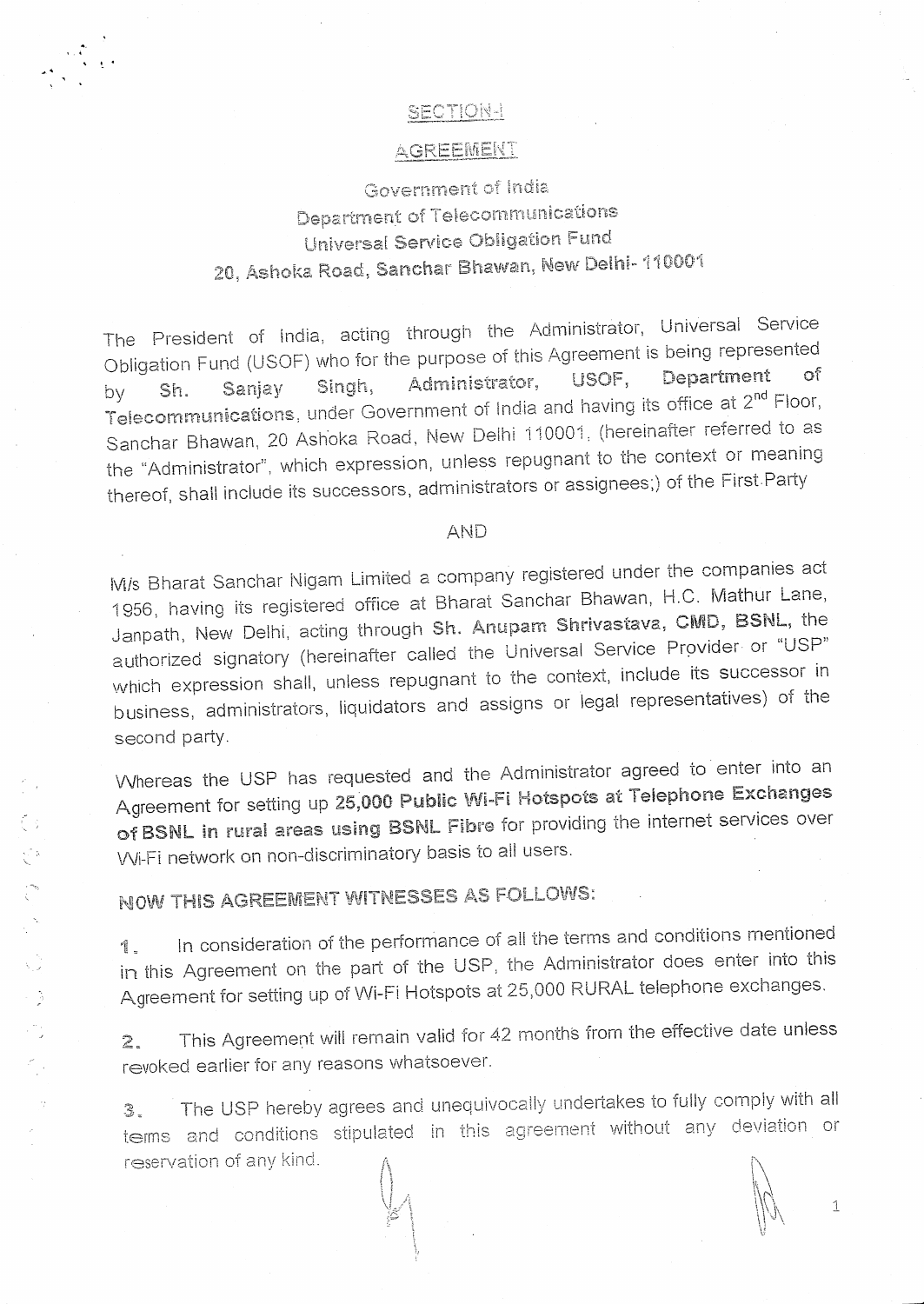## SECTION-I

## AGREEMENT

Government of India
Department of Telecommunications
Universal Service Obligation Fund
20, Ashoka Road, Sanchar Bhawan, New Delhi- 110001

The President of India, acting through the Administrator, Universal Service Obligation Fund (USOF) who for the purpose of this Agreement is being represented by **Sh. Sanjay Singh, Administrator, USOF, Department of Telecommunications**, under Government of India and having its office at 2nd Floor, Sanchar Bhawan, 20 Ashoka Road, New Delhi 110001, (hereinafter referred to as the "Administrator", which expression, unless repugnant to the context or meaning thereof, shall include its successors, administrators or assignees;) of the First Party

AND

M/s Bharat Sanchar Nigam Limited a company registered under the companies act 1956, having its registered office at Bharat Sanchar Bhawan, H.C. Mathur Lane, Janpath, New Delhi, acting through **Sh. Anupam Shrivastava, CMD, BSNL**, the authorized signatory (hereinafter called the Universal Service Provider or "USP" which expression shall, unless repugnant to the context, include its successor in business, administrators, liquidators and assigns or legal representatives) of the second party.

Whereas the USP has requested and the Administrator agreed to enter into an Agreement for setting up **25,000 Public Wi-Fi Hotspots at Telephone Exchanges of BSNL in rural areas using BSNL Fibre** for providing the internet services over Wi-Fi network on non-discriminatory basis to all users.

**NOW THIS AGREEMENT WITNESSES AS FOLLOWS:**

1. In consideration of the performance of all the terms and conditions mentioned in this Agreement on the part of the USP, the Administrator does enter into this Agreement for setting up of Wi-Fi Hotspots at 25,000 RURAL telephone exchanges.

2. This Agreement will remain valid for 42 months from the effective date unless revoked earlier for any reasons whatsoever.

3. The USP hereby agrees and unequivocally undertakes to fully comply with all terms and conditions stipulated in this agreement without any deviation or reservation of any kind.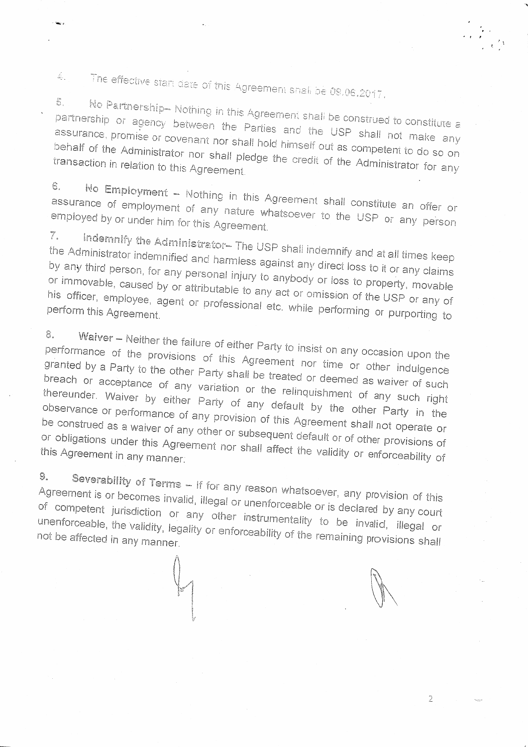4. The effective start date of this Agreement shall be 09.06.2017.

5. **No Partnership**– Nothing in this Agreement shall be construed to constitute a partnership or agency between the Parties and the USP shall not make any assurance, promise or covenant nor shall hold himself out as competent to do so on behalf of the Administrator nor shall pledge the credit of the Administrator for any transaction in relation to this Agreement.

6. **No Employment** – Nothing in this Agreement shall constitute an offer or assurance of employment of any nature whatsoever to the USP or any person employed by or under him for this Agreement.

7. **Indemnify the Administrator**– The USP shall indemnify and at all times keep the Administrator indemnified and harmless against any direct loss to it or any claims by any third person, for any personal injury to anybody or loss to property, movable or immovable, caused by or attributable to any act or omission of the USP or any of his officer, employee, agent or professional etc. while performing or purporting to perform this Agreement.

8. **Waiver** – Neither the failure of either Party to insist on any occasion upon the performance of the provisions of this Agreement nor time or other indulgence granted by a Party to the other Party shall be treated or deemed as waiver of such breach or acceptance of any variation or the relinquishment of any such right thereunder. Waiver by either Party of any default by the other Party in the observance or performance of any provision of this Agreement shall not operate or be construed as a waiver of any other or subsequent default or of other provisions of or obligations under this Agreement nor shall affect the validity or enforceability of this Agreement in any manner.

9. **Severability of Terms** – If for any reason whatsoever, any provision of this Agreement is or becomes invalid, illegal or unenforceable or is declared by any court of competent jurisdiction or any other instrumentality to be invalid, illegal or unenforceable, the validity, legality or enforceability of the remaining provisions shall not be affected in any manner.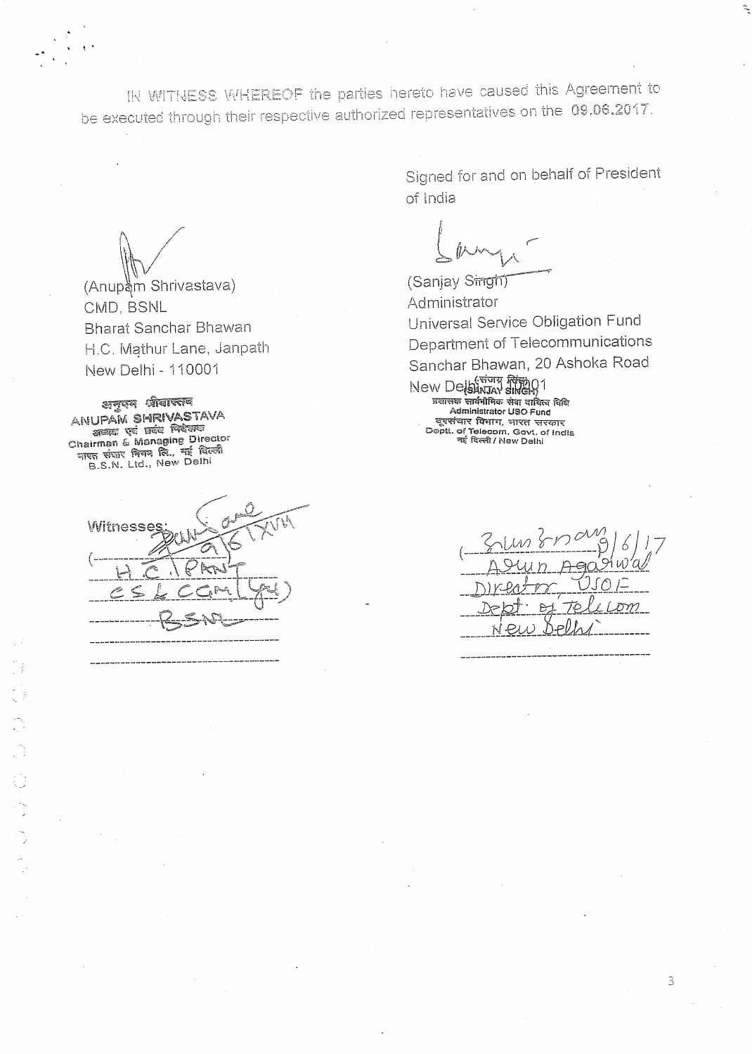IN WITNESS WHEREOF the parties hereto have caused this Agreement to be executed through their respective authorized representatives on the 09.06.2017.

(Anupam Shrivastava)
CMD, BSNL
Bharat Sanchar Bhawan
H.C. Mathur Lane, Janpath
New Delhi - 110001

अनुपम श्रीवास्तव
ANUPAM SHRIVASTAVA
अध्यक्ष एवं प्रबंध निदेशक
Chairman & Managing Director
भारत संचार निगम लि., नई दिल्ली
B.S.N. Ltd., New Delhi

Witnesses:
(H.C. PANT
CS & CGM (Lgl)
BSNL

Signed for and on behalf of President of India

(Sanjay Singh)
Administrator
Universal Service Obligation Fund
Department of Telecommunications
Sanchar Bhawan, 20 Ashoka Road
New Delhi - 110001

(संजय सिंह)
(SANJAY SINGH)
प्रशासक सार्वभौमिक सेवा दायित्व निधि
Administrator USO Fund
दूरसंचार विभाग, भारत सरकार
Deptt. of Telecom, Govt. of India
नई दिल्ली / New Delhi

9/6/17
(Arun Agarwal
Director, USOF
Dept. of Telecom
New Delhi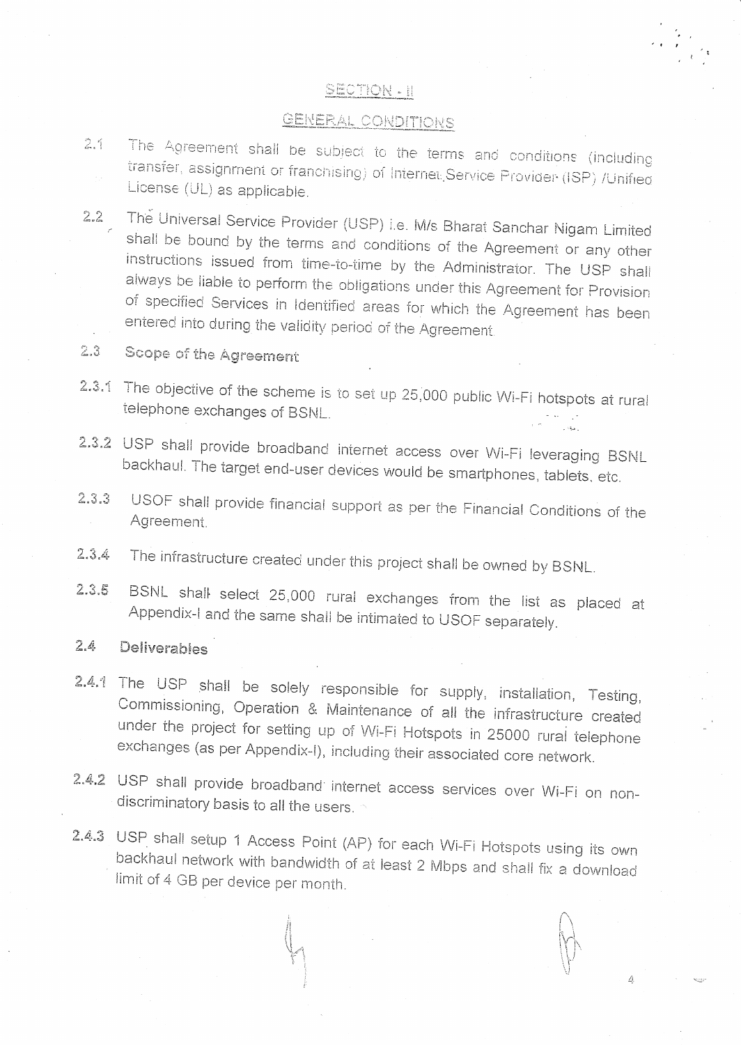## SECTION - II

## GENERAL CONDITIONS

2.1 The Agreement shall be subject to the terms and conditions (including transfer, assignment or franchising) of Internet Service Provider (ISP) /Unified License (UL) as applicable.

2.2 The Universal Service Provider (USP) i.e. M/s Bharat Sanchar Nigam Limited shall be bound by the terms and conditions of the Agreement or any other instructions issued from time-to-time by the Administrator. The USP shall always be liable to perform the obligations under this Agreement for Provision of specified Services in Identified areas for which the Agreement has been entered into during the validity period of the Agreement.

2.3 **Scope of the Agreement**

2.3.1 The objective of the scheme is to set up 25,000 public Wi-Fi hotspots at rural telephone exchanges of BSNL.

2.3.2 USP shall provide broadband internet access over Wi-Fi leveraging BSNL backhaul. The target end-user devices would be smartphones, tablets, etc.

2.3.3 USOF shall provide financial support as per the Financial Conditions of the Agreement.

2.3.4 The infrastructure created under this project shall be owned by BSNL.

2.3.5 BSNL shall select 25,000 rural exchanges from the list as placed at Appendix-I and the same shall be intimated to USOF separately.

2.4 **Deliverables**

2.4.1 The USP shall be solely responsible for supply, installation, Testing, Commissioning, Operation & Maintenance of all the infrastructure created under the project for setting up of Wi-Fi Hotspots in 25000 rural telephone exchanges (as per Appendix-I), including their associated core network.

2.4.2 USP shall provide broadband internet access services over Wi-Fi on non-discriminatory basis to all the users.

2.4.3 USP shall setup 1 Access Point (AP) for each Wi-Fi Hotspots using its own backhaul network with bandwidth of at least 2 Mbps and shall fix a download limit of 4 GB per device per month.